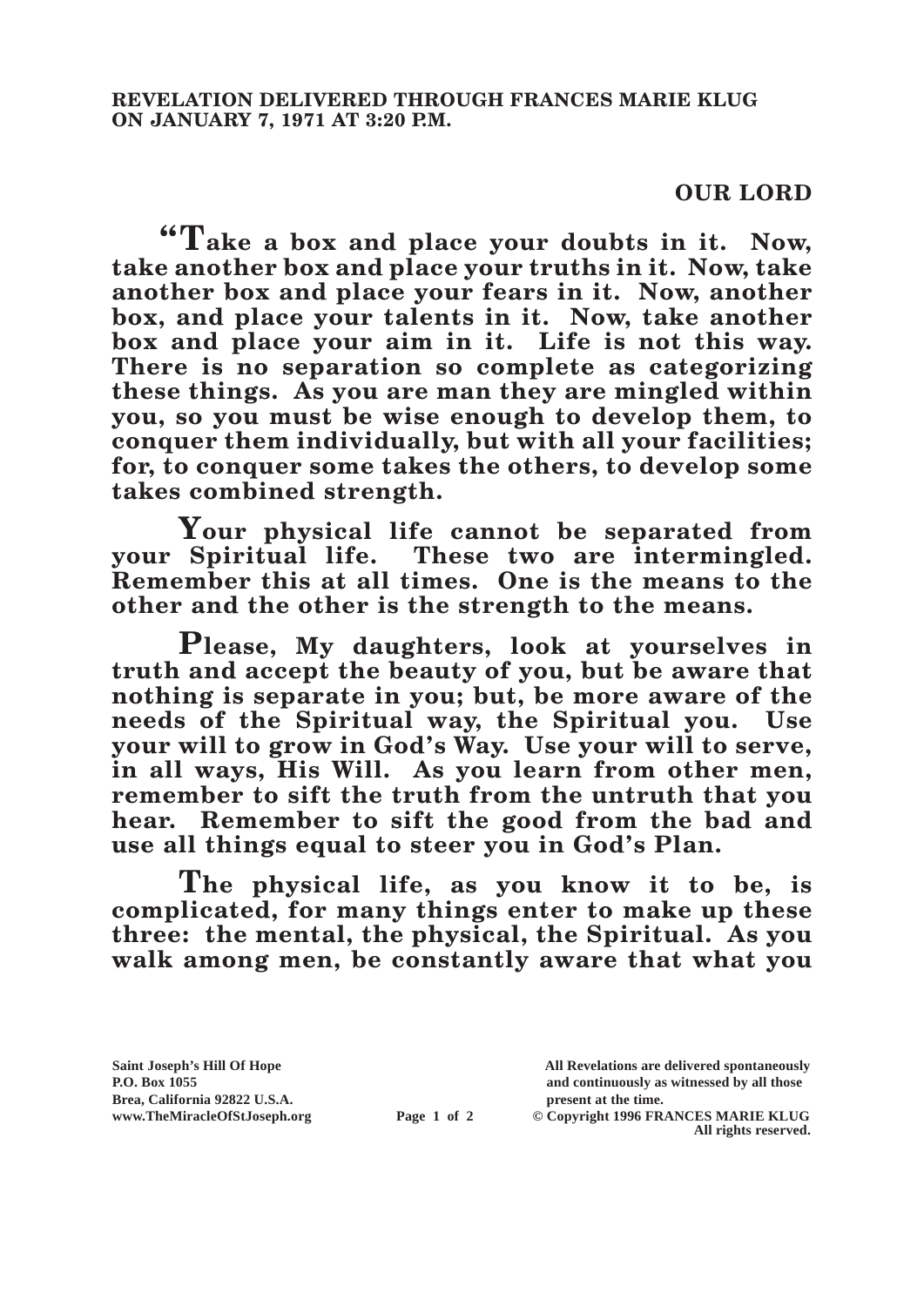**REVELATION DELIVERED THROUGH FRANCES MARIE KLUG ON JANUARY 7, 1971 AT 3:20 P.M.**

**OUR LORD**

**"Take a box and place your doubts in it. Now, take another box and place your truths in it. Now, take another box and place your fears in it. Now, another box, and place your talents in it. Now, take another box and place your aim in it. Life is not this way. There is no separation so complete as categorizing these things. As you are man they are mingled within you, so you must be wise enough to develop them, to conquer them individually, but with all your facilities; for, to conquer some takes the others, to develop some takes combined strength.**

**Your physical life cannot be separated from your Spiritual life. These two are intermingled. Remember this at all times. One is the means to the other and the other is the strength to the means.**

**Please, My daughters, look at yourselves in truth and accept the beauty of you, but be aware that nothing is separate in you; but, be more aware of the needs of the Spiritual way, the Spiritual you. Use your will to grow in God's Way. Use your will to serve, in all ways, His Will. As you learn from other men, remember to sift the truth from the untruth that you hear. Remember to sift the good from the bad and use all things equal to steer you in God's Plan.**

**The physical life, as you know it to be, is complicated, for many things enter to make up these three: the mental, the physical, the Spiritual. As you walk among men, be constantly aware that what you**

Saint Joseph's Hill Of Hope
P.O. Box 1055
Brea, California 92822 U.S.A.
www.TheMiracleOfStJoseph.org

All Revelations are delivered spontaneously and continuously as witnessed by all those present at the time.
© Copyright 1996 FRANCES MARIE KLUG
All rights reserved.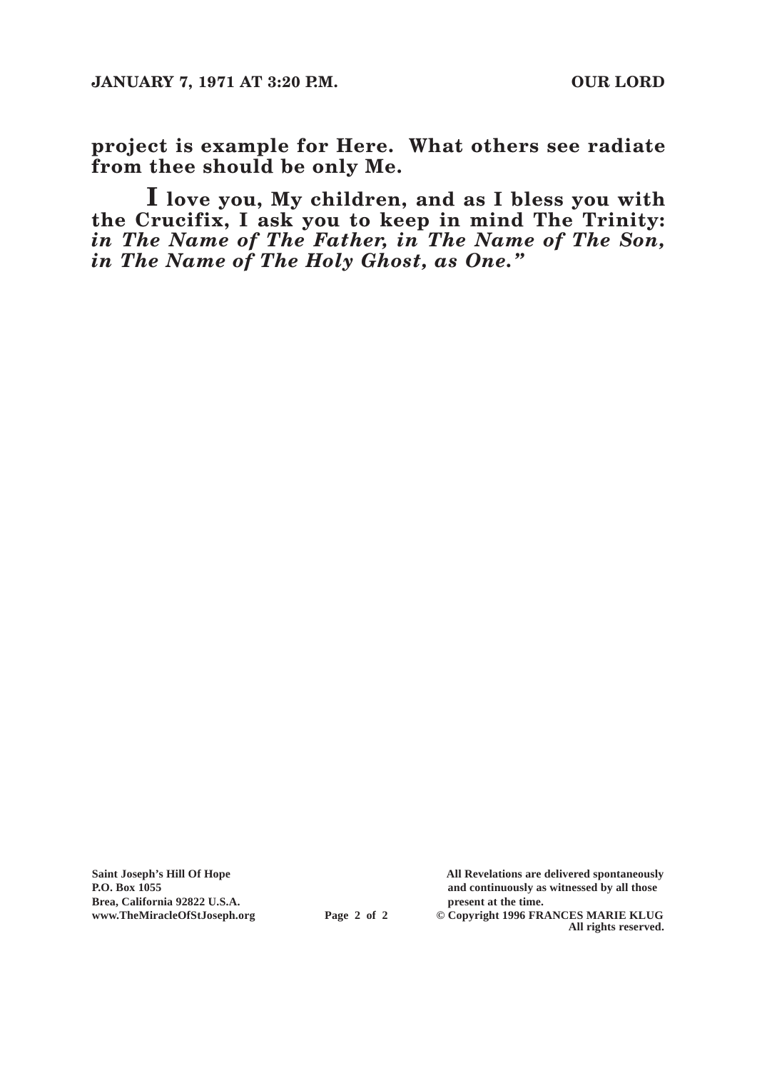**project is example for Here. What others see radiate from thee should be only Me.**

**I love you, My children, and as I bless you with the Crucifix, I ask you to keep in mind The Trinity:** ***in The Name of The Father, in The Name of The Son, in The Name of The Holy Ghost, as One."***

**Saint Joseph's Hill Of Hope**
**P.O. Box 1055**
**Brea, California 92822 U.S.A.**
**www.TheMiracleOfStJoseph.org**

**All Revelations are delivered spontaneously and continuously as witnessed by all those present at the time.**
**© Copyright 1996 FRANCES MARIE KLUG**
**All rights reserved.**